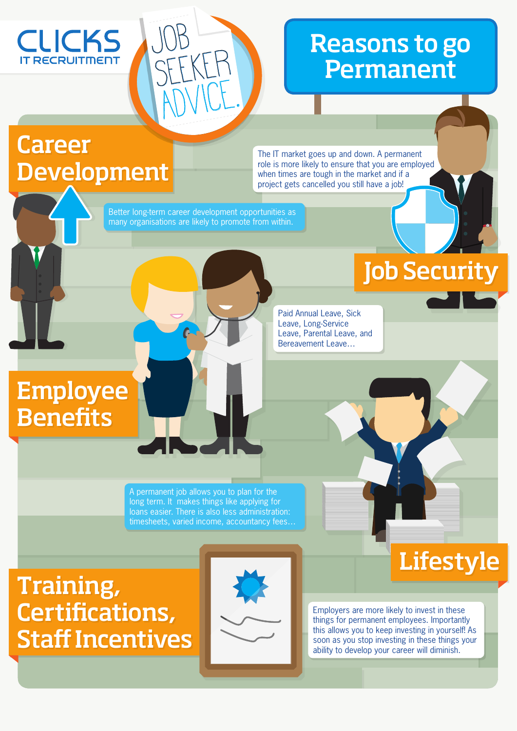CLICKS
IT RECRUITMENT

JOB SEEKER ADVICE.

# Reasons to go Permanent

## Career Development

Better long-term career development opportunities as many organisations are likely to promote from within.

## Job Security

The IT market goes up and down. A permanent role is more likely to ensure that you are employed when times are tough in the market and if a project gets cancelled you still have a job!

## Employee Benefits

Paid Annual Leave, Sick Leave, Long-Service Leave, Parental Leave, and Bereavement Leave…

## Lifestyle

A permanent job allows you to plan for the long term. It makes things like applying for loans easier. There is also less administration: timesheets, varied income, accountancy fees…

## Training, Certifications, Staff Incentives

Employers are more likely to invest in these things for permanent employees. Importantly this allows you to keep investing in yourself! As soon as you stop investing in these things your ability to develop your career will diminish.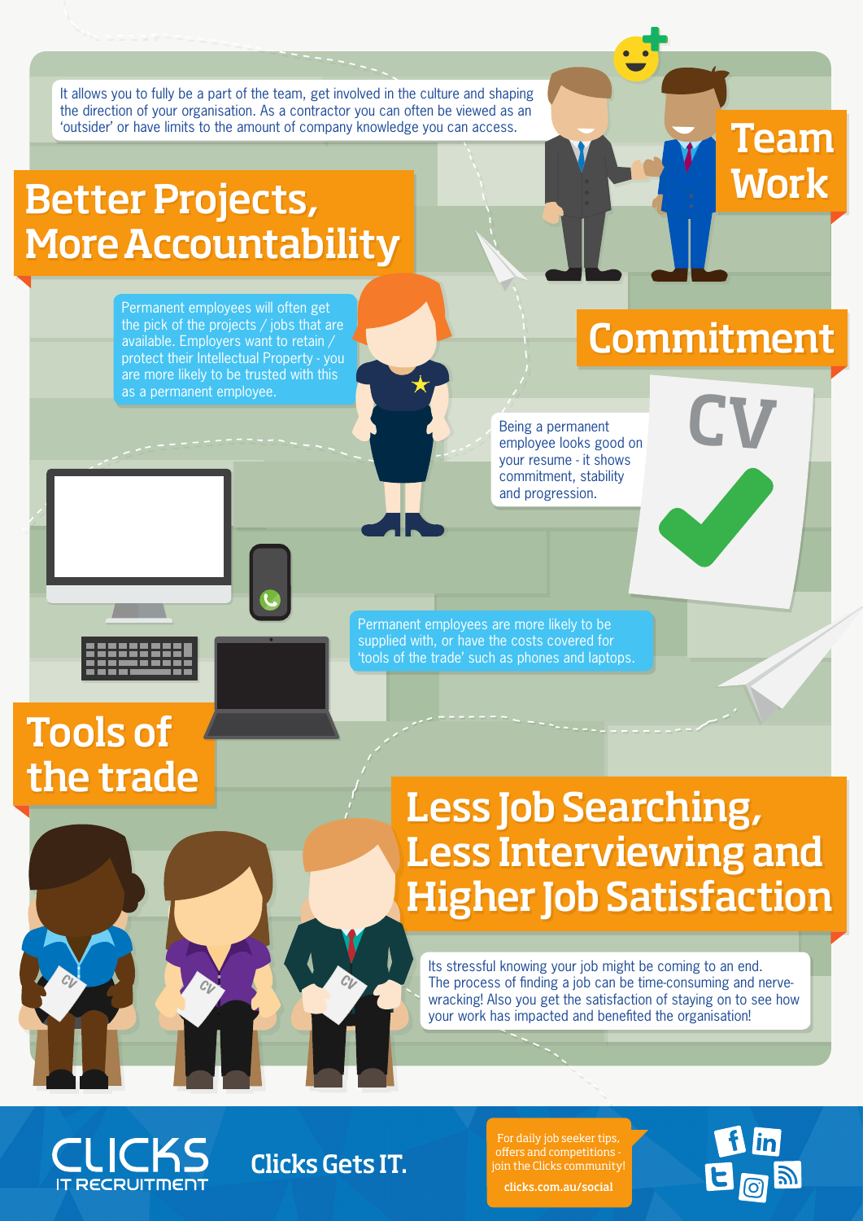## Team Work

It allows you to fully be a part of the team, get involved in the culture and shaping the direction of your organisation. As a contractor you can often be viewed as an 'outsider' or have limits to the amount of company knowledge you can access.

## Better Projects, More Accountability

Permanent employees will often get the pick of the projects / jobs that are available. Employers want to retain / protect their Intellectual Property - you are more likely to be trusted with this as a permanent employee.

## Commitment

CV

Being a permanent employee looks good on your resume - it shows commitment, stability and progression.

## Tools of the trade

Permanent employees are more likely to be supplied with, or have the costs covered for 'tools of the trade' such as phones and laptops.

## Less Job Searching, Less Interviewing and Higher Job Satisfaction

Its stressful knowing your job might be coming to an end. The process of finding a job can be time-consuming and nerve-wracking! Also you get the satisfaction of staying on to see how your work has impacted and benefited the organisation!

CLICKS IT RECRUITMENT

Clicks Gets IT.

For daily job seeker tips, offers and competitions - join the Clicks community!

clicks.com.au/social